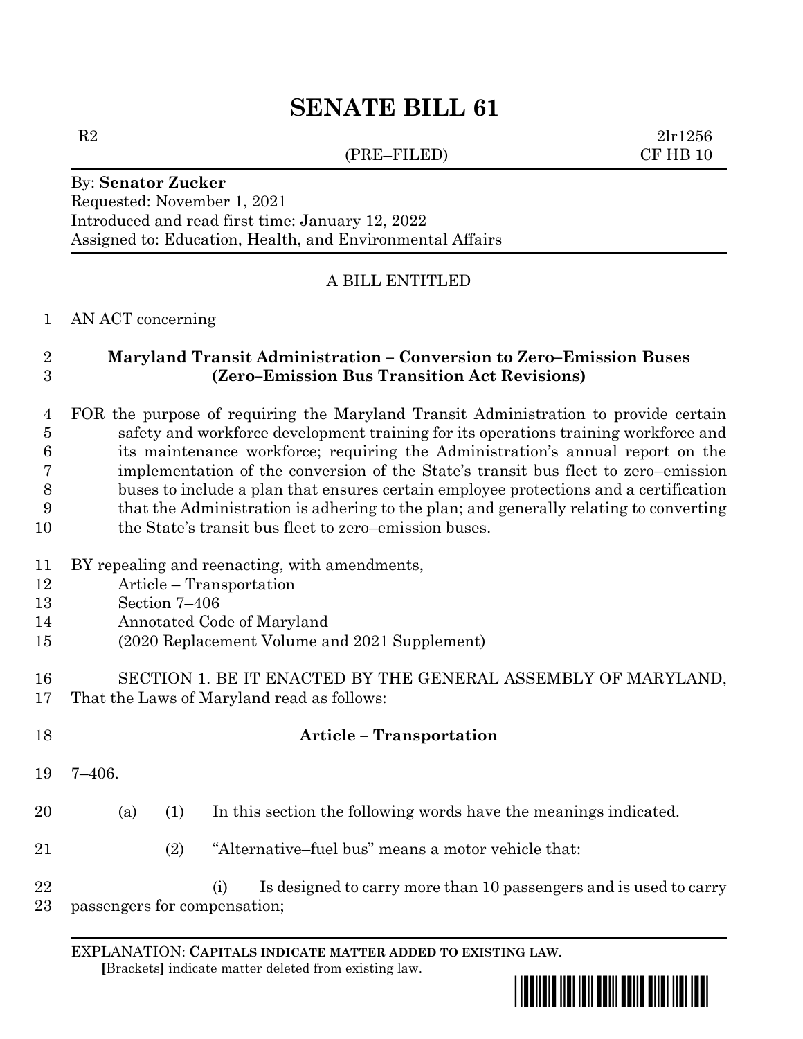# SENATE BILL 61

R2 (PRE–FILED) 2lr1256
CF HB 10

By: **Senator Zucker**
Requested: November 1, 2021
Introduced and read first time: January 12, 2022
Assigned to: Education, Health, and Environmental Affairs

A BILL ENTITLED

1 AN ACT concerning

2 **Maryland Transit Administration – Conversion to Zero–Emission Buses**
3 **(Zero–Emission Bus Transition Act Revisions)**

4 FOR the purpose of requiring the Maryland Transit Administration to provide certain
5 safety and workforce development training for its operations training workforce and
6 its maintenance workforce; requiring the Administration's annual report on the
7 implementation of the conversion of the State's transit bus fleet to zero–emission
8 buses to include a plan that ensures certain employee protections and a certification
9 that the Administration is adhering to the plan; and generally relating to converting
10 the State's transit bus fleet to zero–emission buses.

11 BY repealing and reenacting, with amendments,
12 Article – Transportation
13 Section 7–406
14 Annotated Code of Maryland
15 (2020 Replacement Volume and 2021 Supplement)

16 SECTION 1. BE IT ENACTED BY THE GENERAL ASSEMBLY OF MARYLAND,
17 That the Laws of Maryland read as follows:

18 **Article – Transportation**

19 7–406.

20 (a) (1) In this section the following words have the meanings indicated.

21 (2) "Alternative–fuel bus" means a motor vehicle that:

22 (i) Is designed to carry more than 10 passengers and is used to carry
23 passengers for compensation;

EXPLANATION: **CAPITALS INDICATE MATTER ADDED TO EXISTING LAW**.
[Brackets] indicate matter deleted from existing law.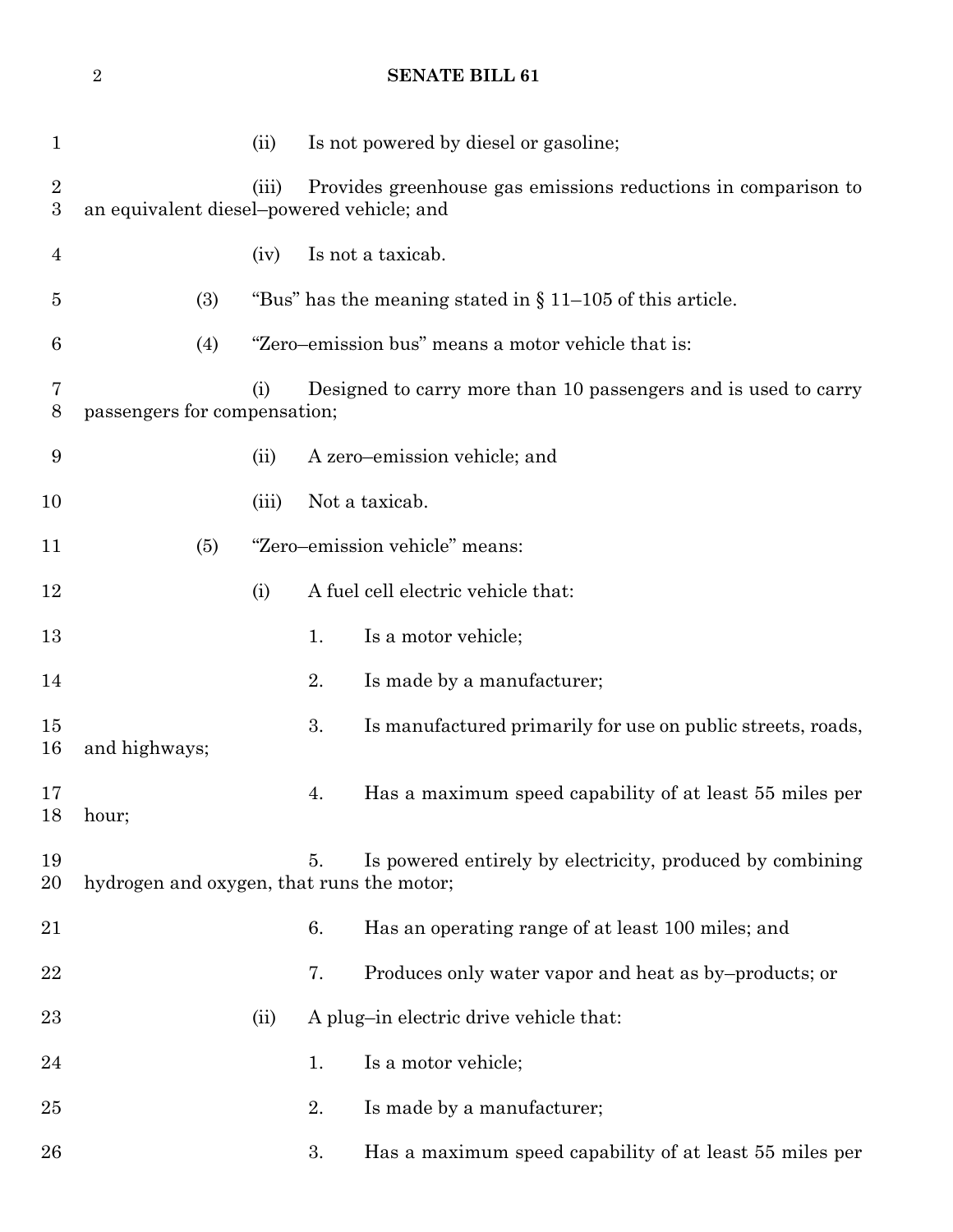(ii) Is not powered by diesel or gasoline;

(iii) Provides greenhouse gas emissions reductions in comparison to an equivalent diesel–powered vehicle; and

(iv) Is not a taxicab.

(3) "Bus" has the meaning stated in § 11–105 of this article.

(4) "Zero–emission bus" means a motor vehicle that is:

(i) Designed to carry more than 10 passengers and is used to carry passengers for compensation;

(ii) A zero–emission vehicle; and

(iii) Not a taxicab.

(5) "Zero–emission vehicle" means:

(i) A fuel cell electric vehicle that:

1. Is a motor vehicle;

2. Is made by a manufacturer;

3. Is manufactured primarily for use on public streets, roads, and highways;

4. Has a maximum speed capability of at least 55 miles per hour;

5. Is powered entirely by electricity, produced by combining hydrogen and oxygen, that runs the motor;

6. Has an operating range of at least 100 miles; and

7. Produces only water vapor and heat as by–products; or

(ii) A plug–in electric drive vehicle that:

1. Is a motor vehicle;

2. Is made by a manufacturer;

3. Has a maximum speed capability of at least 55 miles per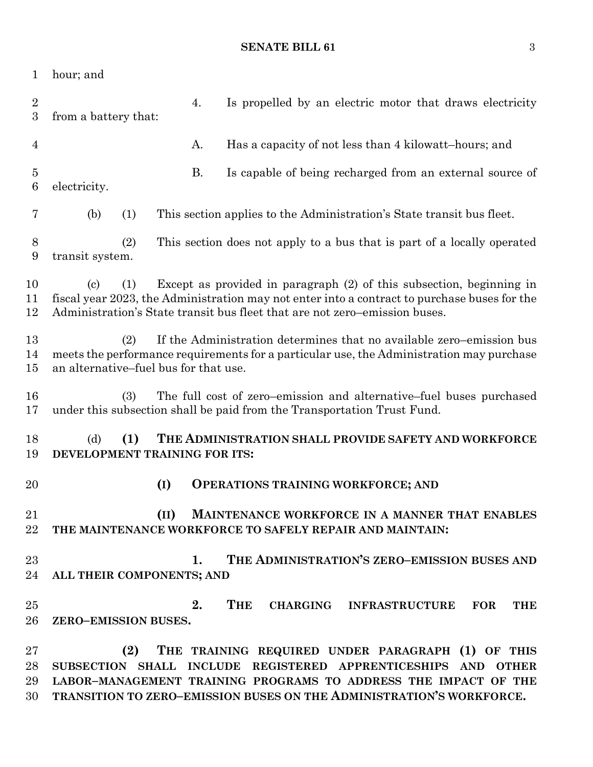hour; and

4. Is propelled by an electric motor that draws electricity from a battery that:

A. Has a capacity of not less than 4 kilowatt–hours; and

B. Is capable of being recharged from an external source of electricity.

(b) (1) This section applies to the Administration's State transit bus fleet.

(2) This section does not apply to a bus that is part of a locally operated transit system.

(c) (1) Except as provided in paragraph (2) of this subsection, beginning in fiscal year 2023, the Administration may not enter into a contract to purchase buses for the Administration's State transit bus fleet that are not zero–emission buses.

(2) If the Administration determines that no available zero–emission bus meets the performance requirements for a particular use, the Administration may purchase an alternative–fuel bus for that use.

(3) The full cost of zero–emission and alternative–fuel buses purchased under this subsection shall be paid from the Transportation Trust Fund.

(d) **(1) THE ADMINISTRATION SHALL PROVIDE SAFETY AND WORKFORCE DEVELOPMENT TRAINING FOR ITS:**

**(I) OPERATIONS TRAINING WORKFORCE; AND**

**(II) MAINTENANCE WORKFORCE IN A MANNER THAT ENABLES THE MAINTENANCE WORKFORCE TO SAFELY REPAIR AND MAINTAIN:**

**1. THE ADMINISTRATION'S ZERO–EMISSION BUSES AND ALL THEIR COMPONENTS; AND**

**2. THE CHARGING INFRASTRUCTURE FOR THE ZERO–EMISSION BUSES.**

**(2) THE TRAINING REQUIRED UNDER PARAGRAPH (1) OF THIS SUBSECTION SHALL INCLUDE REGISTERED APPRENTICESHIPS AND OTHER LABOR–MANAGEMENT TRAINING PROGRAMS TO ADDRESS THE IMPACT OF THE TRANSITION TO ZERO–EMISSION BUSES ON THE ADMINISTRATION'S WORKFORCE.**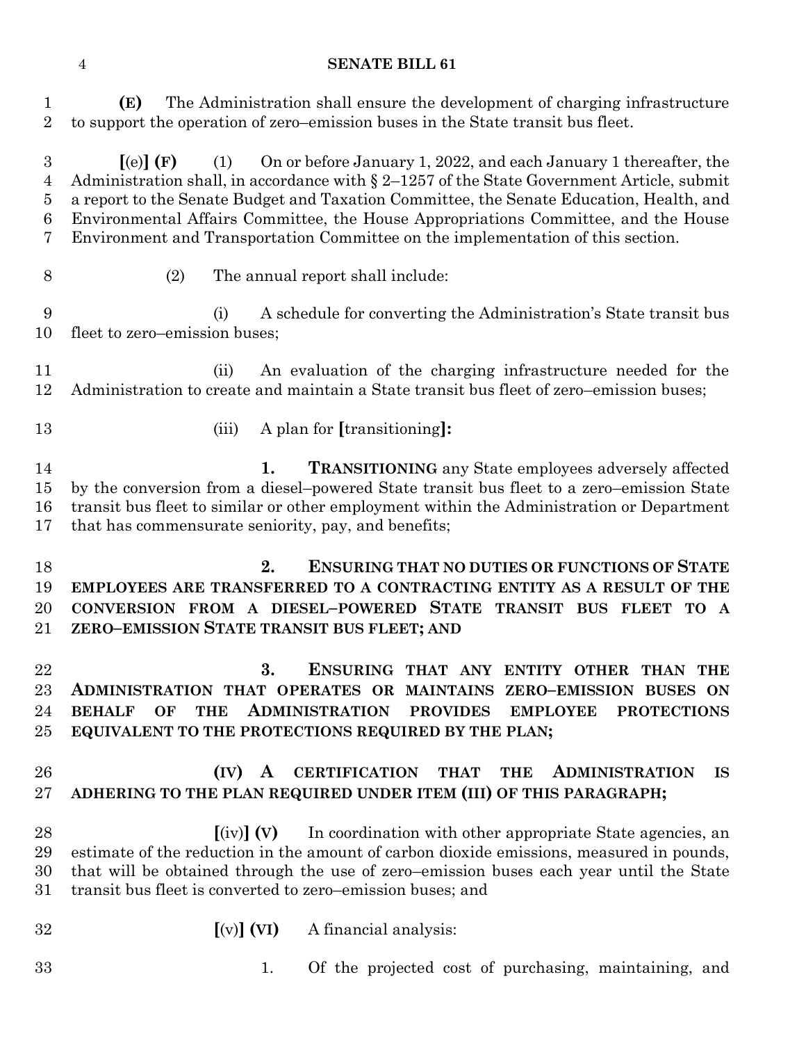**(E)** The Administration shall ensure the development of charging infrastructure to support the operation of zero–emission buses in the State transit bus fleet.

**[**(e)**] (F)** (1) On or before January 1, 2022, and each January 1 thereafter, the Administration shall, in accordance with § 2–1257 of the State Government Article, submit a report to the Senate Budget and Taxation Committee, the Senate Education, Health, and Environmental Affairs Committee, the House Appropriations Committee, and the House Environment and Transportation Committee on the implementation of this section.

(2) The annual report shall include:

(i) A schedule for converting the Administration's State transit bus fleet to zero–emission buses;

(ii) An evaluation of the charging infrastructure needed for the Administration to create and maintain a State transit bus fleet of zero–emission buses;

(iii) A plan for **[**transitioning**]:**

**1. TRANSITIONING** any State employees adversely affected by the conversion from a diesel–powered State transit bus fleet to a zero–emission State transit bus fleet to similar or other employment within the Administration or Department that has commensurate seniority, pay, and benefits;

**2. ENSURING THAT NO DUTIES OR FUNCTIONS OF STATE EMPLOYEES ARE TRANSFERRED TO A CONTRACTING ENTITY AS A RESULT OF THE CONVERSION FROM A DIESEL–POWERED STATE TRANSIT BUS FLEET TO A ZERO–EMISSION STATE TRANSIT BUS FLEET; AND**

**3. ENSURING THAT ANY ENTITY OTHER THAN THE ADMINISTRATION THAT OPERATES OR MAINTAINS ZERO–EMISSION BUSES ON BEHALF OF THE ADMINISTRATION PROVIDES EMPLOYEE PROTECTIONS EQUIVALENT TO THE PROTECTIONS REQUIRED BY THE PLAN;**

**(IV) A CERTIFICATION THAT THE ADMINISTRATION IS ADHERING TO THE PLAN REQUIRED UNDER ITEM (III) OF THIS PARAGRAPH;**

**[**(iv)**] (V)** In coordination with other appropriate State agencies, an estimate of the reduction in the amount of carbon dioxide emissions, measured in pounds, that will be obtained through the use of zero–emission buses each year until the State transit bus fleet is converted to zero–emission buses; and

**[**(v)**] (VI)** A financial analysis:

1. Of the projected cost of purchasing, maintaining, and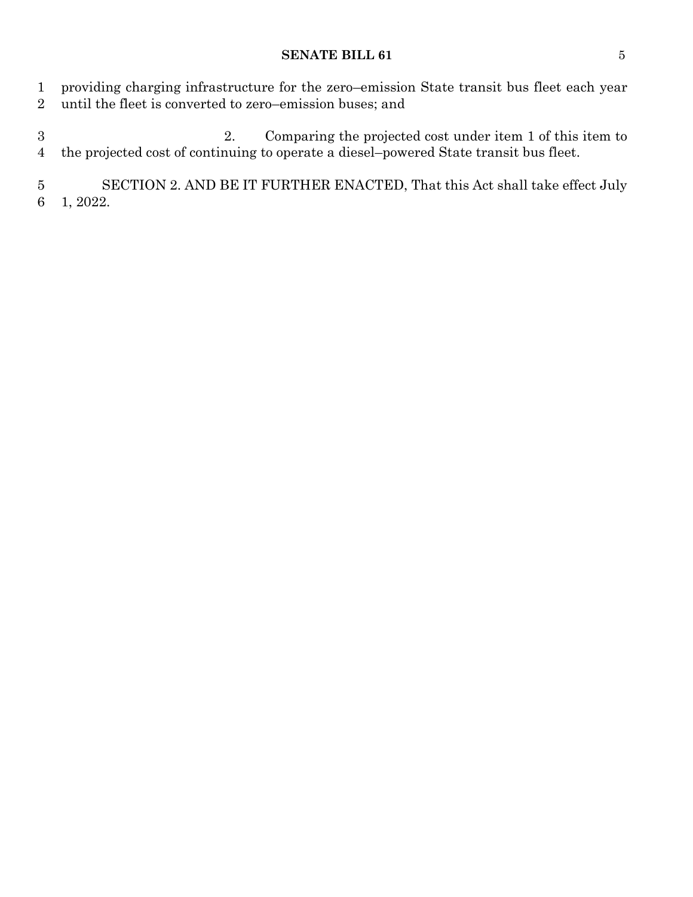providing charging infrastructure for the zero–emission State transit bus fleet each year until the fleet is converted to zero–emission buses; and

2. Comparing the projected cost under item 1 of this item to the projected cost of continuing to operate a diesel–powered State transit bus fleet.

SECTION 2. AND BE IT FURTHER ENACTED, That this Act shall take effect July 1, 2022.